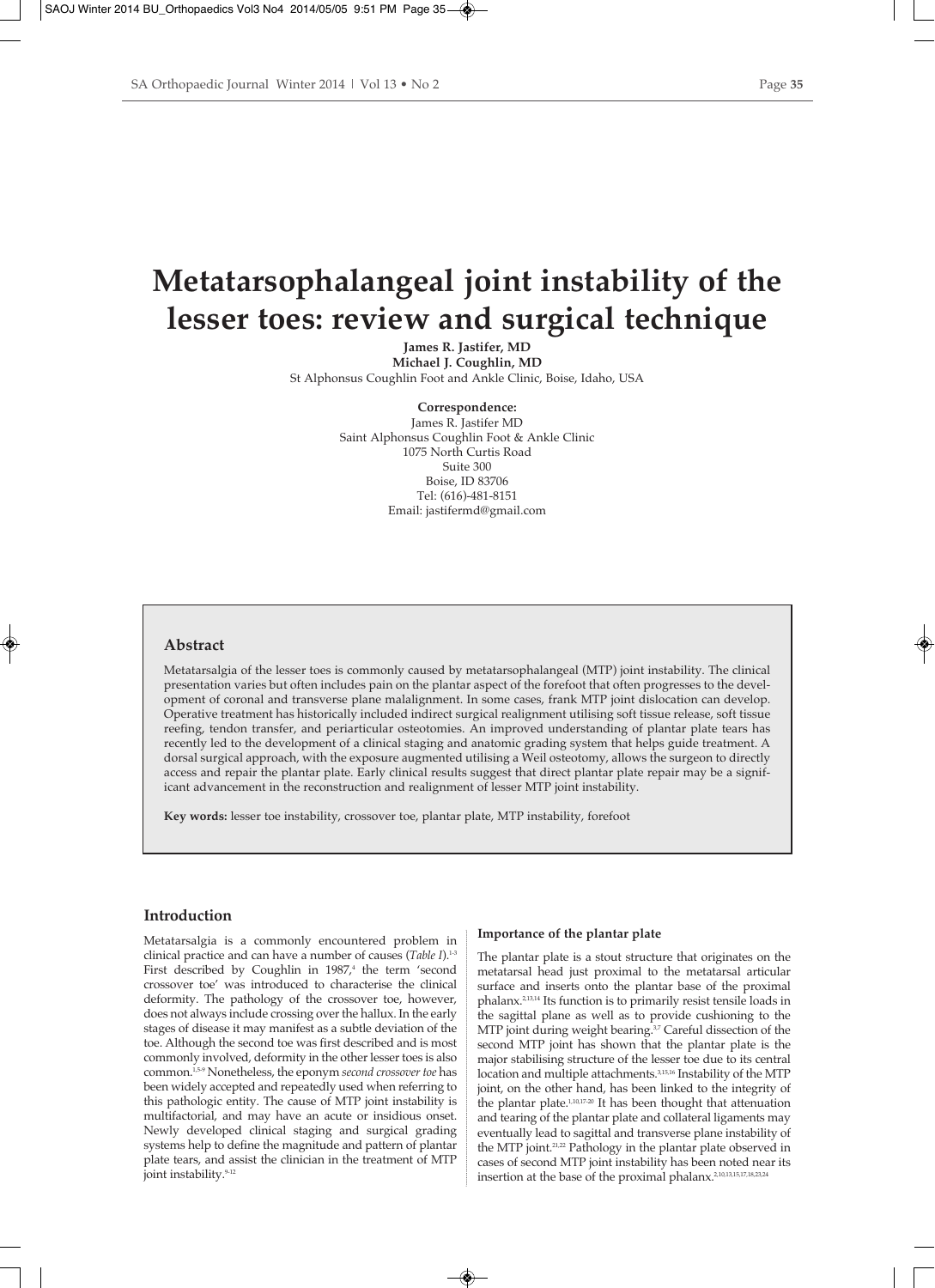# Metatarsophalangeal joint instability of the lesser toes: review and surgical technique

**James R. Jastifer, MD**
**Michael J. Coughlin, MD**
St Alphonsus Coughlin Foot and Ankle Clinic, Boise, Idaho, USA

**Correspondence:**
James R. Jastifer MD
Saint Alphonsus Coughlin Foot & Ankle Clinic
1075 North Curtis Road
Suite 300
Boise, ID 83706
Tel: (616)-481-8151
Email: jastifermd@gmail.com

## Abstract

Metatarsalgia of the lesser toes is commonly caused by metatarsophalangeal (MTP) joint instability. The clinical presentation varies but often includes pain on the plantar aspect of the forefoot that often progresses to the development of coronal and transverse plane malalignment. In some cases, frank MTP joint dislocation can develop. Operative treatment has historically included indirect surgical realignment utilising soft tissue release, soft tissue reefing, tendon transfer, and periarticular osteotomies. An improved understanding of plantar plate tears has recently led to the development of a clinical staging and anatomic grading system that helps guide treatment. A dorsal surgical approach, with the exposure augmented utilising a Weil osteotomy, allows the surgeon to directly access and repair the plantar plate. Early clinical results suggest that direct plantar plate repair may be a significant advancement in the reconstruction and realignment of lesser MTP joint instability.

**Key words:** lesser toe instability, crossover toe, plantar plate, MTP instability, forefoot

## Introduction

Metatarsalgia is a commonly encountered problem in clinical practice and can have a number of causes (*Table I*).[1-3] First described by Coughlin in 1987,[4] the term 'second crossover toe' was introduced to characterise the clinical deformity. The pathology of the crossover toe, however, does not always include crossing over the hallux. In the early stages of disease it may manifest as a subtle deviation of the toe. Although the second toe was first described and is most commonly involved, deformity in the other lesser toes is also common.[1,5-9] Nonetheless, the eponym *second crossover toe* has been widely accepted and repeatedly used when referring to this pathologic entity. The cause of MTP joint instability is multifactorial, and may have an acute or insidious onset. Newly developed clinical staging and surgical grading systems help to define the magnitude and pattern of plantar plate tears, and assist the clinician in the treatment of MTP joint instability.[9-12]

### Importance of the plantar plate

The plantar plate is a stout structure that originates on the metatarsal head just proximal to the metatarsal articular surface and inserts onto the plantar base of the proximal phalanx.[2,13,14] Its function is to primarily resist tensile loads in the sagittal plane as well as to provide cushioning to the MTP joint during weight bearing.[3,7] Careful dissection of the second MTP joint has shown that the plantar plate is the major stabilising structure of the lesser toe due to its central location and multiple attachments.[3,15,16] Instability of the MTP joint, on the other hand, has been linked to the integrity of the plantar plate.[1,10,17-20] It has been thought that attenuation and tearing of the plantar plate and collateral ligaments may eventually lead to sagittal and transverse plane instability of the MTP joint.[21,22] Pathology in the plantar plate observed in cases of second MTP joint instability has been noted near its insertion at the base of the proximal phalanx.[2,10,13,15,17,18,23,24]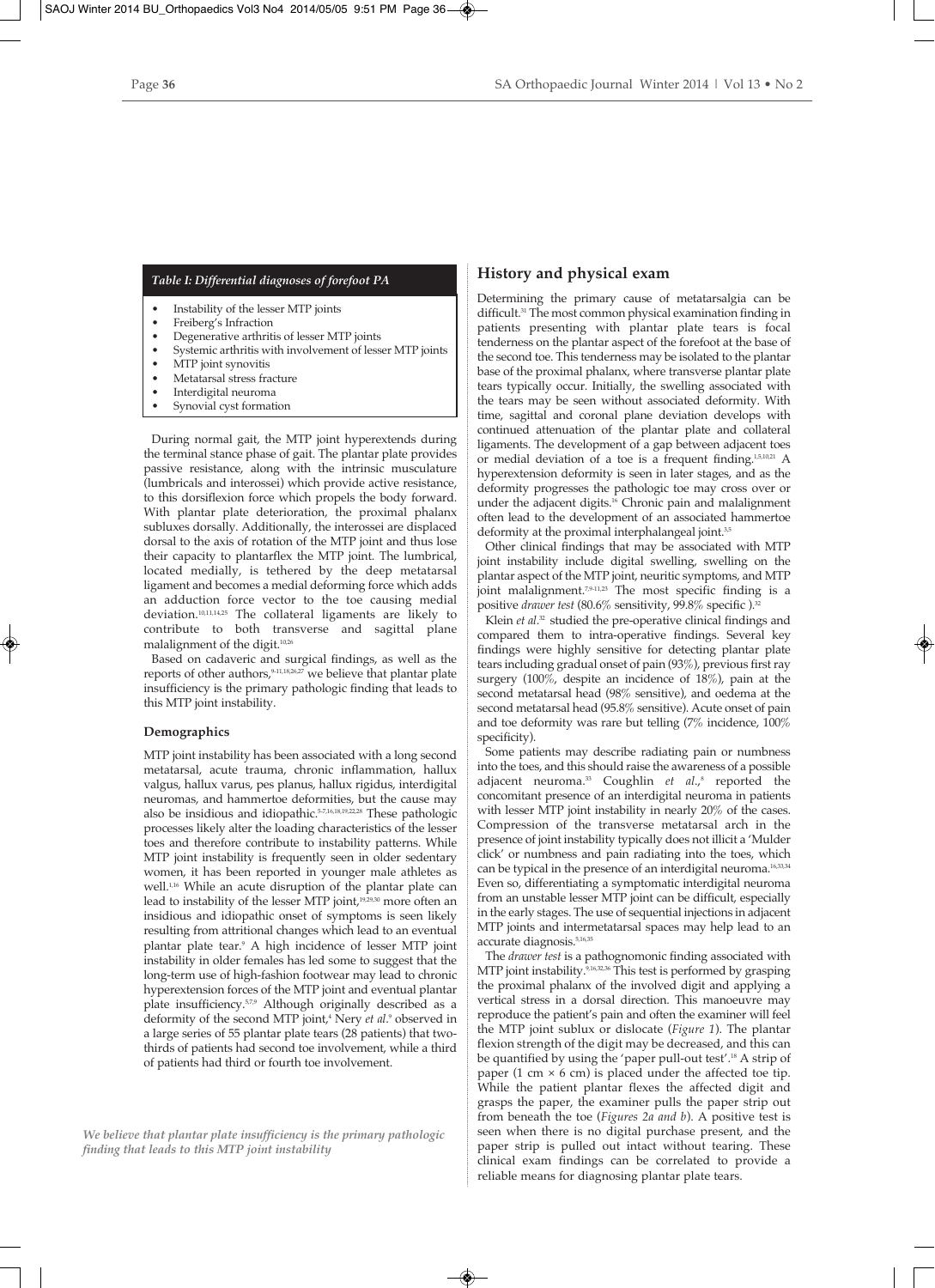**Table I: Differential diagnoses of forefoot PA**

- Instability of the lesser MTP joints
- Freiberg's Infraction
- Degenerative arthritis of lesser MTP joints
- Systemic arthritis with involvement of lesser MTP joints
- MTP joint synovitis
- Metatarsal stress fracture
- Interdigital neuroma
- Synovial cyst formation

During normal gait, the MTP joint hyperextends during the terminal stance phase of gait. The plantar plate provides passive resistance, along with the intrinsic musculature (lumbricals and interossei) which provide active resistance, to this dorsiflexion force which propels the body forward. With plantar plate deterioration, the proximal phalanx subluxes dorsally. Additionally, the interossei are displaced dorsal to the axis of rotation of the MTP joint and thus lose their capacity to plantarflex the MTP joint. The lumbrical, located medially, is tethered by the deep metatarsal ligament and becomes a medial deforming force which adds an adduction force vector to the toe causing medial deviation.[10,11,14,25] The collateral ligaments are likely to contribute to both transverse and sagittal plane malalignment of the digit.[10,26]

Based on cadaveric and surgical findings, as well as the reports of other authors,[9-11,18,26,27] we believe that plantar plate insufficiency is the primary pathologic finding that leads to this MTP joint instability.

### Demographics

MTP joint instability has been associated with a long second metatarsal, acute trauma, chronic inflammation, hallux valgus, hallux varus, pes planus, hallux rigidus, interdigital neuromas, and hammertoe deformities, but the cause may also be insidious and idiopathic.[5-7,16,18,19,22,28] These pathologic processes likely alter the loading characteristics of the lesser toes and therefore contribute to instability patterns. While MTP joint instability is frequently seen in older sedentary women, it has been reported in younger male athletes as well.[1,16] While an acute disruption of the plantar plate can lead to instability of the lesser MTP joint,[19,29,30] more often an insidious and idiopathic onset of symptoms is seen likely resulting from attritional changes which lead to an eventual plantar plate tear.[9] A high incidence of lesser MTP joint instability in older females has led some to suggest that the long-term use of high-fashion footwear may lead to chronic hyperextension forces of the MTP joint and eventual plantar plate insufficiency.[5,7,9] Although originally described as a deformity of the second MTP joint,[4] Nery *et al*.[9] observed in a large series of 55 plantar plate tears (28 patients) that two-thirds of patients had second toe involvement, while a third of patients had third or fourth toe involvement.

*We believe that plantar plate insufficiency is the primary pathologic finding that leads to this MTP joint instability*

## History and physical exam

Determining the primary cause of metatarsalgia can be difficult.[31] The most common physical examination finding in patients presenting with plantar plate tears is focal tenderness on the plantar aspect of the forefoot at the base of the second toe. This tenderness may be isolated to the plantar base of the proximal phalanx, where transverse plantar plate tears typically occur. Initially, the swelling associated with the tears may be seen without associated deformity. With time, sagittal and coronal plane deviation develops with continued attenuation of the plantar plate and collateral ligaments. The development of a gap between adjacent toes or medial deviation of a toe is a frequent finding.[1,5,10,21] A hyperextension deformity is seen in later stages, and as the deformity progresses the pathologic toe may cross over or under the adjacent digits.[16] Chronic pain and malalignment often lead to the development of an associated hammertoe deformity at the proximal interphalangeal joint.[3,5]

Other clinical findings that may be associated with MTP joint instability include digital swelling, swelling on the plantar aspect of the MTP joint, neuritic symptoms, and MTP joint malalignment.[7,9-11,23] The most specific finding is a positive *drawer test* (80.6% sensitivity, 99.8% specific ).[32]

Klein *et al*.[32] studied the pre-operative clinical findings and compared them to intra-operative findings. Several key findings were highly sensitive for detecting plantar plate tears including gradual onset of pain (93%), previous first ray surgery (100%, despite an incidence of 18%), pain at the second metatarsal head (98% sensitive), and oedema at the second metatarsal head (95.8% sensitive). Acute onset of pain and toe deformity was rare but telling (7% incidence, 100% specificity).

Some patients may describe radiating pain or numbness into the toes, and this should raise the awareness of a possible adjacent neuroma.[33] Coughlin *et al*.,[8] reported the concomitant presence of an interdigital neuroma in patients with lesser MTP joint instability in nearly 20% of the cases. Compression of the transverse metatarsal arch in the presence of joint instability typically does not illicit a 'Mulder click' or numbness and pain radiating into the toes, which can be typical in the presence of an interdigital neuroma.[16,33,34] Even so, differentiating a symptomatic interdigital neuroma from an unstable lesser MTP joint can be difficult, especially in the early stages. The use of sequential injections in adjacent MTP joints and intermetatarsal spaces may help lead to an accurate diagnosis.[5,16,35]

The *drawer test* is a pathognomonic finding associated with MTP joint instability.[9,16,32,36] This test is performed by grasping the proximal phalanx of the involved digit and applying a vertical stress in a dorsal direction. This manoeuvre may reproduce the patient's pain and often the examiner will feel the MTP joint sublux or dislocate (*Figure 1*). The plantar flexion strength of the digit may be decreased, and this can be quantified by using the 'paper pull-out test'.[18] A strip of paper (1 cm × 6 cm) is placed under the affected toe tip. While the patient plantar flexes the affected digit and grasps the paper, the examiner pulls the paper strip out from beneath the toe (*Figures 2a and b*). A positive test is seen when there is no digital purchase present, and the paper strip is pulled out intact without tearing. These clinical exam findings can be correlated to provide a reliable means for diagnosing plantar plate tears.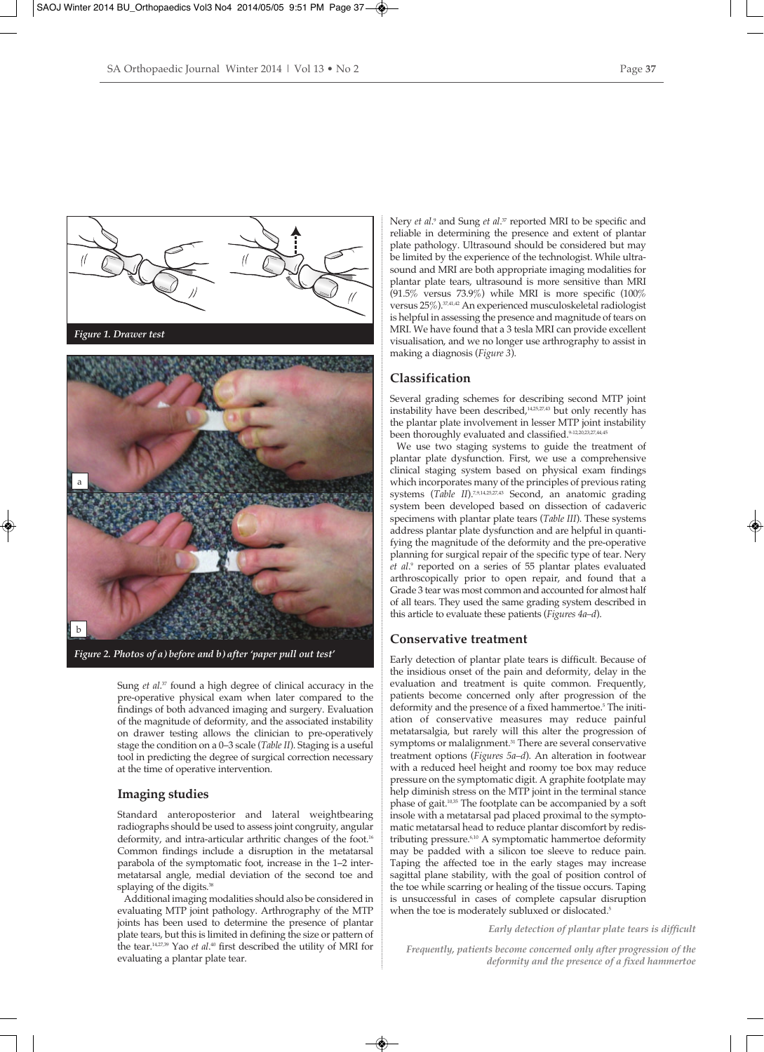Figure 1. Drawer test

Figure 2. Photos of a) before and b) after 'paper pull out test'

Sung *et al.*[37] found a high degree of clinical accuracy in the pre-operative physical exam when later compared to the findings of both advanced imaging and surgery. Evaluation of the magnitude of deformity, and the associated instability on drawer testing allows the clinician to pre-operatively stage the condition on a 0–3 scale (*Table II*). Staging is a useful tool in predicting the degree of surgical correction necessary at the time of operative intervention.

## Imaging studies

Standard anteroposterior and lateral weightbearing radiographs should be used to assess joint congruity, angular deformity, and intra-articular arthritic changes of the foot.[16] Common findings include a disruption in the metatarsal parabola of the symptomatic foot, increase in the 1–2 intermetatarsal angle, medial deviation of the second toe and splaying of the digits.[38]

Additional imaging modalities should also be considered in evaluating MTP joint pathology. Arthrography of the MTP joints has been used to determine the presence of plantar plate tears, but this is limited in defining the size or pattern of the tear.[14,27,39] Yao *et al.*[40] first described the utility of MRI for evaluating a plantar plate tear.

Nery *et al.*[9] and Sung *et al.*[37] reported MRI to be specific and reliable in determining the presence and extent of plantar plate pathology. Ultrasound should be considered but may be limited by the experience of the technologist. While ultrasound and MRI are both appropriate imaging modalities for plantar plate tears, ultrasound is more sensitive than MRI (91.5% versus 73.9%) while MRI is more specific (100% versus 25%).[37,41,42] An experienced musculoskeletal radiologist is helpful in assessing the presence and magnitude of tears on MRI. We have found that a 3 tesla MRI can provide excellent visualisation, and we no longer use arthrography to assist in making a diagnosis (*Figure 3*).

## Classification

Several grading schemes for describing second MTP joint instability have been described,[14,25,27,43] but only recently has the plantar plate involvement in lesser MTP joint instability been thoroughly evaluated and classified.[9-12,20,23,27,44,45]

We use two staging systems to guide the treatment of plantar plate dysfunction. First, we use a comprehensive clinical staging system based on physical exam findings which incorporates many of the principles of previous rating systems (*Table II*).[7,9,14,25,27,43] Second, an anatomic grading system been developed based on dissection of cadaveric specimens with plantar plate tears (*Table III*). These systems address plantar plate dysfunction and are helpful in quantifying the magnitude of the deformity and the pre-operative planning for surgical repair of the specific type of tear. Nery *et al.*[9] reported on a series of 55 plantar plates evaluated arthroscopically prior to open repair, and found that a Grade 3 tear was most common and accounted for almost half of all tears. They used the same grading system described in this article to evaluate these patients (*Figures 4a–d*).

## Conservative treatment

Early detection of plantar plate tears is difficult. Because of the insidious onset of the pain and deformity, delay in the evaluation and treatment is quite common. Frequently, patients become concerned only after progression of the deformity and the presence of a fixed hammertoe.[5] The initiation of conservative measures may reduce painful metatarsalgia, but rarely will this alter the progression of symptoms or malalignment.[31] There are several conservative treatment options (*Figures 5a–d*). An alteration in footwear with a reduced heel height and roomy toe box may reduce pressure on the symptomatic digit. A graphite footplate may help diminish stress on the MTP joint in the terminal stance phase of gait.[10,35] The footplate can be accompanied by a soft insole with a metatarsal pad placed proximal to the symptomatic metatarsal head to reduce plantar discomfort by redistributing pressure.[6,10] A symptomatic hammertoe deformity may be padded with a silicon toe sleeve to reduce pain. Taping the affected toe in the early stages may increase sagittal plane stability, with the goal of position control of the toe while scarring or healing of the tissue occurs. Taping is unsuccessful in cases of complete capsular disruption when the toe is moderately subluxed or dislocated.[5]

*Early detection of plantar plate tears is difficult*

*Frequently, patients become concerned only after progression of the deformity and the presence of a fixed hammertoe*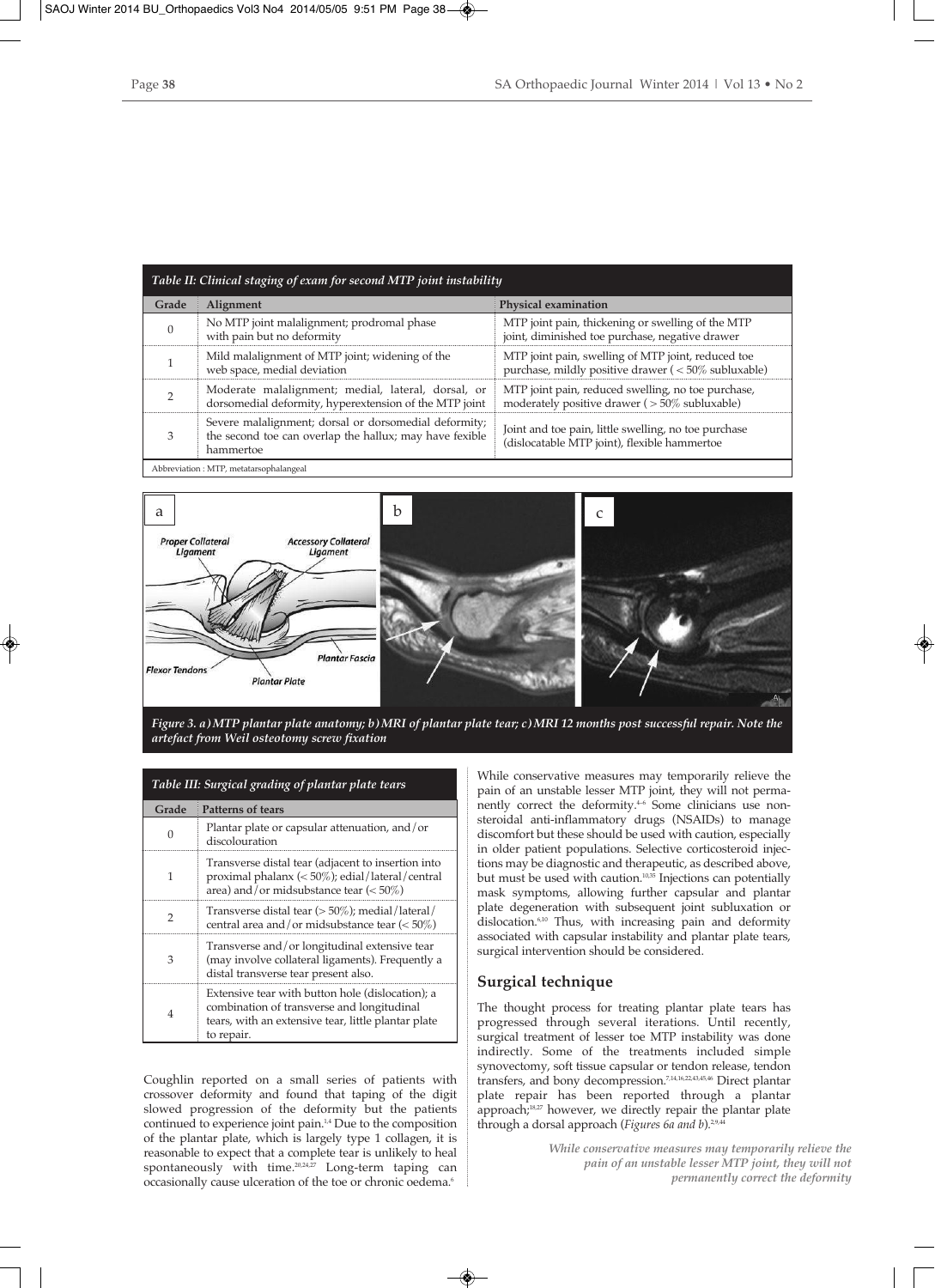| Table II: Clinical staging of exam for second MTP joint instability | | |
|---|---|---|
| Grade | Alignment | Physical examination |
| 0 | No MTP joint malalignment; prodromal phase with pain but no deformity | MTP joint pain, thickening or swelling of the MTP joint, diminished toe purchase, negative drawer |
| 1 | Mild malalignment of MTP joint; widening of the web space, medial deviation | MTP joint pain, swelling of MTP joint, reduced toe purchase, mildly positive drawer ( < 50% subluxable) |
| 2 | Moderate malalignment; medial, lateral, dorsal, or dorsomedial deformity, hyperextension of the MTP joint | MTP joint pain, reduced swelling, no toe purchase, moderately positive drawer ( > 50% subluxable) |
| 3 | Severe malalignment; dorsal or dorsomedial deformity; the second toe can overlap the hallux; may have flexible hammertoe | Joint and toe pain, little swelling, no toe purchase (dislocatable MTP joint), flexible hammertoe |

Abbreviation : MTP, metatarsophalangeal

*Figure 3. a) MTP plantar plate anatomy; b) MRI of plantar plate tear; c) MRI 12 months post successful repair. Note the artefact from Weil osteotomy screw fixation*

| Table III: Surgical grading of plantar plate tears | |
|---|---|
| Grade | Patterns of tears |
| 0 | Plantar plate or capsular attenuation, and/or discolouration |
| 1 | Transverse distal tear (adjacent to insertion into proximal phalanx (< 50%); edial/lateral/central area) and/or midsubstance tear (< 50%) |
| 2 | Transverse distal tear (> 50%); medial/lateral/central area and/or midsubstance tear (< 50%) |
| 3 | Transverse and/or longitudinal extensive tear (may involve collateral ligaments). Frequently a distal transverse tear present also. |
| 4 | Extensive tear with button hole (dislocation); a combination of transverse and longitudinal tears, with an extensive tear, little plantar plate to repair. |

Coughlin reported on a small series of patients with crossover deformity and found that taping of the digit slowed progression of the deformity but the patients continued to experience joint pain.[1,4] Due to the composition of the plantar plate, which is largely type 1 collagen, it is reasonable to expect that a complete tear is unlikely to heal spontaneously with time.[20,24,27] Long-term taping can occasionally cause ulceration of the toe or chronic oedema.[6]

While conservative measures may temporarily relieve the pain of an unstable lesser MTP joint, they will not permanently correct the deformity.[4–6] Some clinicians use non-steroidal anti-inflammatory drugs (NSAIDs) to manage discomfort but these should be used with caution, especially in older patient populations. Selective corticosteroid injections may be diagnostic and therapeutic, as described above, but must be used with caution.[10,35] Injections can potentially mask symptoms, allowing further capsular and plantar plate degeneration with subsequent joint subluxation or dislocation.[6,10] Thus, with increasing pain and deformity associated with capsular instability and plantar plate tears, surgical intervention should be considered.

## Surgical technique

The thought process for treating plantar plate tears has progressed through several iterations. Until recently, surgical treatment of lesser toe MTP instability was done indirectly. Some of the treatments included simple synovectomy, soft tissue capsular or tendon release, tendon transfers, and bony decompression.[7,14,16,22,43,45,46] Direct plantar plate repair has been reported through a plantar approach;[18,27] however, we directly repair the plantar plate through a dorsal approach (*Figures 6a and b*).[2,9,44]

*While conservative measures may temporarily relieve the pain of an unstable lesser MTP joint, they will not permanently correct the deformity*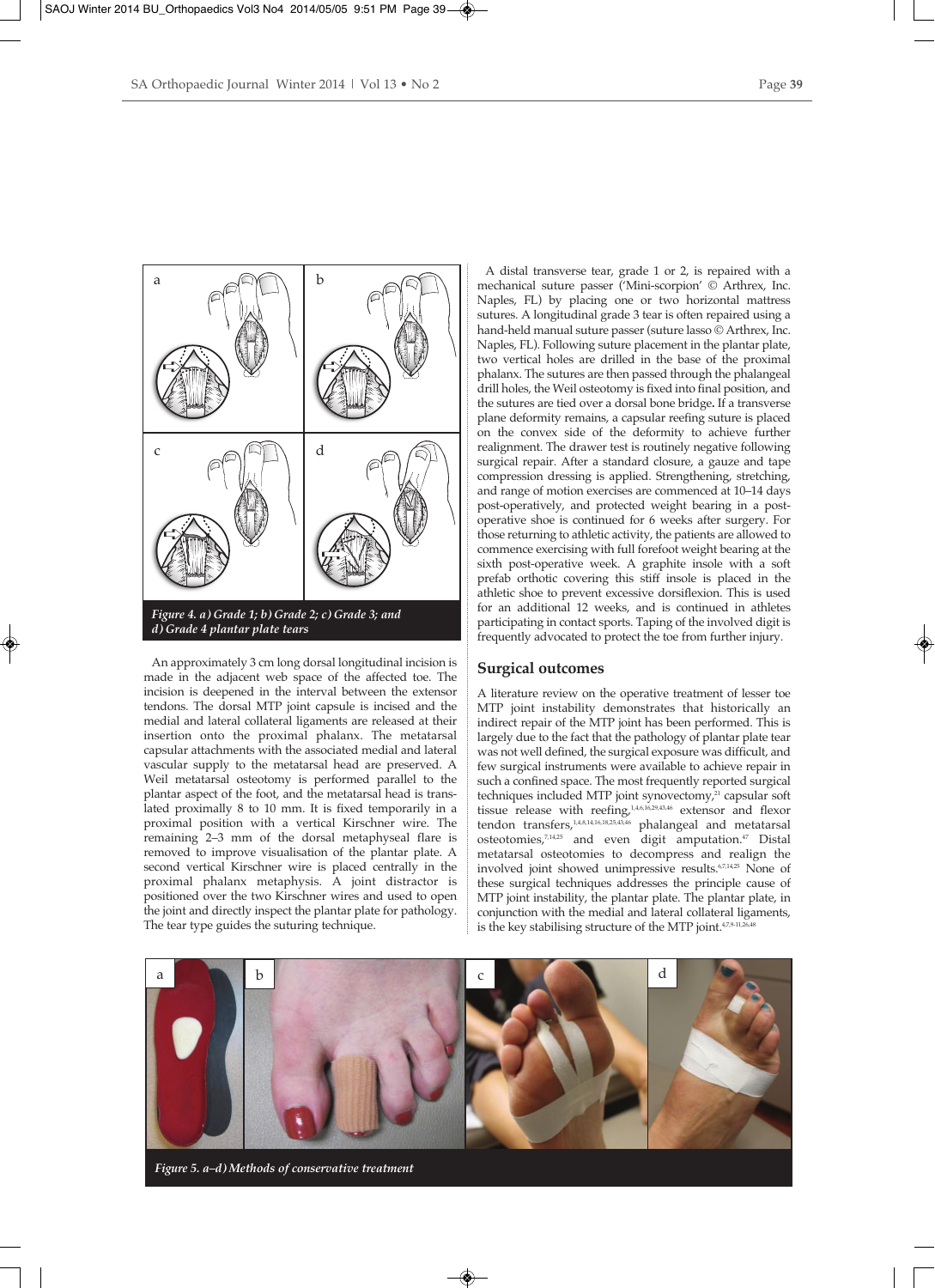*Figure 4. a) Grade 1; b) Grade 2; c) Grade 3; and d) Grade 4 plantar plate tears*

An approximately 3 cm long dorsal longitudinal incision is made in the adjacent web space of the affected toe. The incision is deepened in the interval between the extensor tendons. The dorsal MTP joint capsule is incised and the medial and lateral collateral ligaments are released at their insertion onto the proximal phalanx. The metatarsal capsular attachments with the associated medial and lateral vascular supply to the metatarsal head are preserved. A Weil metatarsal osteotomy is performed parallel to the plantar aspect of the foot, and the metatarsal head is translated proximally 8 to 10 mm. It is fixed temporarily in a proximal position with a vertical Kirschner wire. The remaining 2–3 mm of the dorsal metaphyseal flare is removed to improve visualisation of the plantar plate. A second vertical Kirschner wire is placed centrally in the proximal phalanx metaphysis. A joint distractor is positioned over the two Kirschner wires and used to open the joint and directly inspect the plantar plate for pathology. The tear type guides the suturing technique.

A distal transverse tear, grade 1 or 2, is repaired with a mechanical suture passer ('Mini-scorpion' © Arthrex, Inc. Naples, FL) by placing one or two horizontal mattress sutures. A longitudinal grade 3 tear is often repaired using a hand-held manual suture passer (suture lasso © Arthrex, Inc. Naples, FL). Following suture placement in the plantar plate, two vertical holes are drilled in the base of the proximal phalanx. The sutures are then passed through the phalangeal drill holes, the Weil osteotomy is fixed into final position, and the sutures are tied over a dorsal bone bridge. If a transverse plane deformity remains, a capsular reefing suture is placed on the convex side of the deformity to achieve further realignment. The drawer test is routinely negative following surgical repair. After a standard closure, a gauze and tape compression dressing is applied. Strengthening, stretching, and range of motion exercises are commenced at 10–14 days post-operatively, and protected weight bearing in a post-operative shoe is continued for 6 weeks after surgery. For those returning to athletic activity, the patients are allowed to commence exercising with full forefoot weight bearing at the sixth post-operative week. A graphite insole with a soft prefab orthotic covering this stiff insole is placed in the athletic shoe to prevent excessive dorsiflexion. This is used for an additional 12 weeks, and is continued in athletes participating in contact sports. Taping of the involved digit is frequently advocated to protect the toe from further injury.

## Surgical outcomes

A literature review on the operative treatment of lesser toe MTP joint instability demonstrates that historically an indirect repair of the MTP joint has been performed. This is largely due to the fact that the pathology of plantar plate tear was not well defined, the surgical exposure was difficult, and few surgical instruments were available to achieve repair in such a confined space. The most frequently reported surgical techniques included MTP joint synovectomy,[21] capsular soft tissue release with reefing,[1,4,6,16,29,43,46] extensor and flexor tendon transfers,[1,4,8,14,16,18,25,43,46] phalangeal and metatarsal osteotomies,[7,14,25] and even digit amputation.[47] Distal metatarsal osteotomies to decompress and realign the involved joint showed unimpressive results.[6,7,14,25] None of these surgical techniques addresses the principle cause of MTP joint instability, the plantar plate. The plantar plate, in conjunction with the medial and lateral collateral ligaments, is the key stabilising structure of the MTP joint.[4,7,9-11,26,48]

*Figure 5. a–d) Methods of conservative treatment*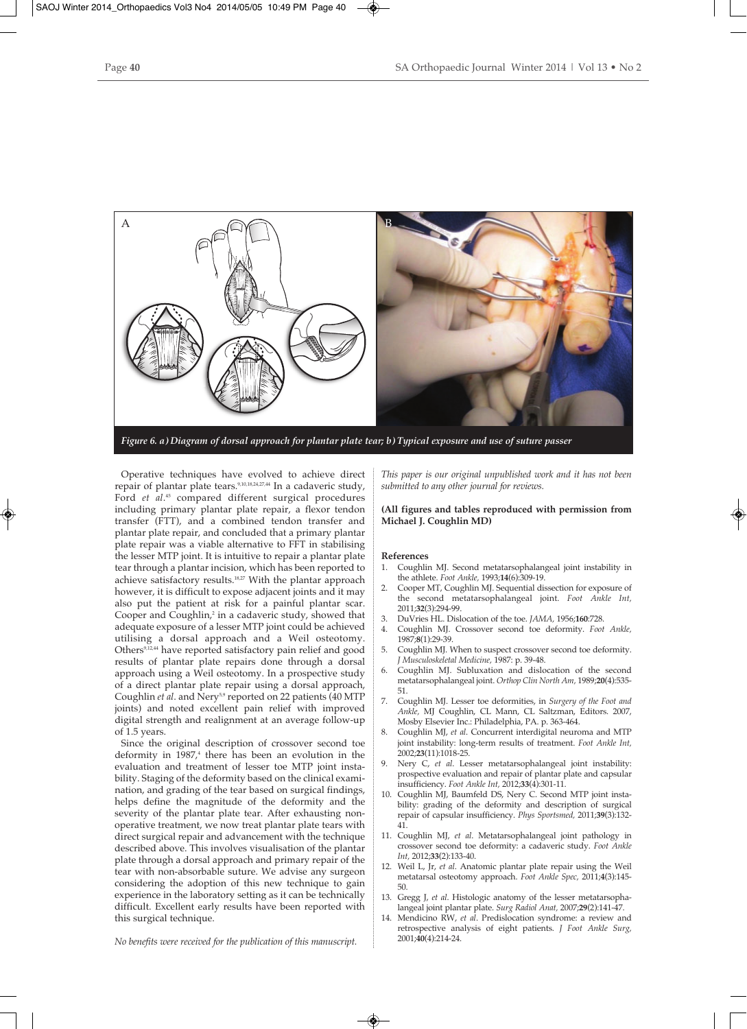*Figure 6. a) Diagram of dorsal approach for plantar plate tear; b) Typical exposure and use of suture passer*

Operative techniques have evolved to achieve direct repair of plantar plate tears.[9,10,18,24,27,44] In a cadaveric study, Ford *et al*.[45] compared different surgical procedures including primary plantar plate repair, a flexor tendon transfer (FTT), and a combined tendon transfer and plantar plate repair, and concluded that a primary plantar plate repair was a viable alternative to FFT in stabilising the lesser MTP joint. It is intuitive to repair a plantar plate tear through a plantar incision, which has been reported to achieve satisfactory results.[18,27] With the plantar approach however, it is difficult to expose adjacent joints and it may also put the patient at risk for a painful plantar scar. Cooper and Coughlin,[2] in a cadaveric study, showed that adequate exposure of a lesser MTP joint could be achieved utilising a dorsal approach and a Weil osteotomy. Others[9,12,44] have reported satisfactory pain relief and good results of plantar plate repairs done through a dorsal approach using a Weil osteotomy. In a prospective study of a direct plantar plate repair using a dorsal approach, Coughlin *et al*. and Nery[5,9] reported on 22 patients (40 MTP joints) and noted excellent pain relief with improved digital strength and realignment at an average follow-up of 1.5 years.

Since the original description of crossover second toe deformity in 1987,[4] there has been an evolution in the evaluation and treatment of lesser toe MTP joint instability. Staging of the deformity based on the clinical examination, and grading of the tear based on surgical findings, helps define the magnitude of the deformity and the severity of the plantar plate tear. After exhausting non-operative treatment, we now treat plantar plate tears with direct surgical repair and advancement with the technique described above. This involves visualisation of the plantar plate through a dorsal approach and primary repair of the tear with non-absorbable suture. We advise any surgeon considering the adoption of this new technique to gain experience in the laboratory setting as it can be technically difficult. Excellent early results have been reported with this surgical technique.

*No benefits were received for the publication of this manuscript.*

*This paper is our original unpublished work and it has not been submitted to any other journal for reviews.*

**(All figures and tables reproduced with permission from Michael J. Coughlin MD)**

**References**

1. Coughlin MJ. Second metatarsophalangeal joint instability in the athlete. *Foot Ankle,* 1993;**14**(6):309-19.
2. Cooper MT, Coughlin MJ. Sequential dissection for exposure of the second metatarsophalangeal joint. *Foot Ankle Int,* 2011;**32**(3):294-99.
3. DuVries HL. Dislocation of the toe. *JAMA,* 1956;**160**:728.
4. Coughlin MJ. Crossover second toe deformity. *Foot Ankle,* 1987;**8**(1):29-39.
5. Coughlin MJ. When to suspect crossover second toe deformity. *J Musculoskeletal Medicine,* 1987: p. 39-48.
6. Coughlin MJ. Subluxation and dislocation of the second metatarsophalangeal joint. *Orthop Clin North Am,* 1989;**20**(4):535-51.
7. Coughlin MJ. Lesser toe deformities, in *Surgery of the Foot and Ankle,* MJ Coughlin, CL Mann, CL Saltzman, Editors. 2007, Mosby Elsevier Inc.: Philadelphia, PA. p. 363-464.
8. Coughlin MJ, *et al*. Concurrent interdigital neuroma and MTP joint instability: long-term results of treatment. *Foot Ankle Int,* 2002;**23**(11):1018-25.
9. Nery C, *et al*. Lesser metatarsophalangeal joint instability: prospective evaluation and repair of plantar plate and capsular insufficiency. *Foot Ankle Int,* 2012;**33**(4):301-11.
10. Coughlin MJ, Baumfeld DS, Nery C. Second MTP joint instability: grading of the deformity and description of surgical repair of capsular insufficiency. *Phys Sportsmed,* 2011;**39**(3):132-41.
11. Coughlin MJ, *et al*. Metatarsophalangeal joint pathology in crossover second toe deformity: a cadaveric study. *Foot Ankle Int,* 2012;**33**(2):133-40.
12. Weil L, Jr, *et al*. Anatomic plantar plate repair using the Weil metatarsal osteotomy approach. *Foot Ankle Spec,* 2011;**4**(3):145-50.
13. Gregg J, *et al*. Histologic anatomy of the lesser metatarsophalangeal joint plantar plate. *Surg Radiol Anat,* 2007;**29**(2):141-47.
14. Mendicino RW, *et al*. Predislocation syndrome: a review and retrospective analysis of eight patients. *J Foot Ankle Surg,* 2001;**40**(4):214-24.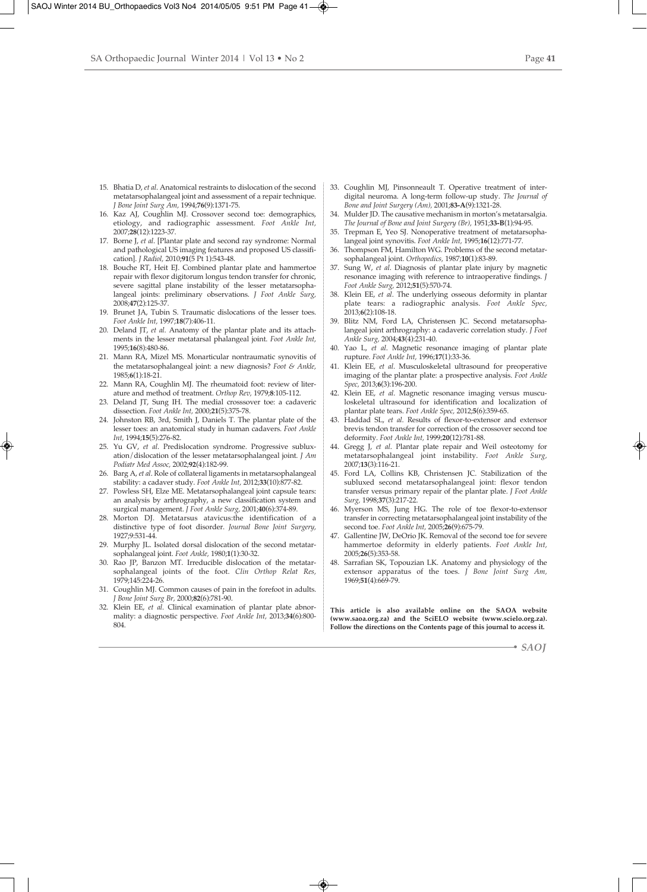15. Bhatia D, *et al*. Anatomical restraints to dislocation of the second metatarsophalangeal joint and assessment of a repair technique. *J Bone Joint Surg Am*, 1994;**76**(9):1371-75.
16. Kaz AJ, Coughlin MJ. Crossover second toe: demographics, etiology, and radiographic assessment. *Foot Ankle Int*, 2007;**28**(12):1223-37.
17. Borne J, *et al*. [Plantar plate and second ray syndrome: Normal and pathological US imaging features and proposed US classification]. *J Radiol*, 2010;**91**(5 Pt 1):543-48.
18. Bouche RT, Heit EJ. Combined plantar plate and hammertoe repair with flexor digitorum longus tendon transfer for chronic, severe sagittal plane instability of the lesser metatarsophalangeal joints: preliminary observations. *J Foot Ankle Surg*, 2008;**47**(2):125-37.
19. Brunet JA, Tubin S. Traumatic dislocations of the lesser toes. *Foot Ankle Int*, 1997;**18**(7):406-11.
20. Deland JT, *et al*. Anatomy of the plantar plate and its attachments in the lesser metatarsal phalangeal joint. *Foot Ankle Int*, 1995;**16**(8):480-86.
21. Mann RA, Mizel MS. Monarticular nontraumatic synovitis of the metatarsophalangeal joint: a new diagnosis? *Foot & Ankle*, 1985;**6**(1):18-21.
22. Mann RA, Coughlin MJ. The rheumatoid foot: review of literature and method of treatment. *Orthop Rev*, 1979;**8**:105-112.
23. Deland JT, Sung IH. The medial crosssover toe: a cadaveric dissection. *Foot Ankle Int*, 2000;**21**(5):375-78.
24. Johnston RB, 3rd, Smith J, Daniels T. The plantar plate of the lesser toes: an anatomical study in human cadavers. *Foot Ankle Int*, 1994;**15**(5):276-82.
25. Yu GV, *et al*. Predislocation syndrome. Progressive subluxation/dislocation of the lesser metatarsophalangeal joint. *J Am Podiatr Med Assoc*, 2002;**92**(4):182-99.
26. Barg A, *et al*. Role of collateral ligaments in metatarsophalangeal stability: a cadaver study. *Foot Ankle Int*, 2012;**33**(10):877-82.
27. Powless SH, Elze ME. Metatarsophalangeal joint capsule tears: an analysis by arthrography, a new classification system and surgical management. *J Foot Ankle Surg*, 2001;**40**(6):374-89.
28. Morton DJ. Metatarsus atavicus:the identification of a distinctive type of foot disorder. *Journal Bone Joint Surgery*, 1927;9:531-44.
29. Murphy JL. Isolated dorsal dislocation of the second metatarsophalangeal joint. *Foot Ankle*, 1980;**1**(1):30-32.
30. Rao JP, Banzon MT. Irreducible dislocation of the metatarsophalangeal joints of the foot. *Clin Orthop Relat Res*, 1979;145:224-26.
31. Coughlin MJ. Common causes of pain in the forefoot in adults. *J Bone Joint Surg Br*, 2000;**82**(6):781-90.
32. Klein EE, *et al*. Clinical examination of plantar plate abnormality: a diagnostic perspective. *Foot Ankle Int*, 2013;**34**(6):800-804.
33. Coughlin MJ, Pinsonneault T. Operative treatment of interdigital neuroma. A long-term follow-up study. *The Journal of Bone and Joint Surgery (Am)*, 2001;**83-A**(9):1321-28.
34. Mulder JD. The causative mechanism in morton's metatarsalgia. *The Journal of Bone and Joint Surgery (Br)*, 1951;**33-B**(1):94-95.
35. Trepman E, Yeo SJ. Nonoperative treatment of metatarsophalangeal joint synovitis. *Foot Ankle Int*, 1995;**16**(12):771-77.
36. Thompson FM, Hamilton WG. Problems of the second metatarsophalangeal joint. *Orthopedics*, 1987;**10**(1):83-89.
37. Sung W, *et al*. Diagnosis of plantar plate injury by magnetic resonance imaging with reference to intraoperative findings. *J Foot Ankle Surg*, 2012;**51**(5):570-74.
38. Klein EE, *et al*. The underlying osseous deformity in plantar plate tears: a radiographic analysis. *Foot Ankle Spec*, 2013;**6**(2):108-18.
39. Blitz NM, Ford LA, Christensen JC. Second metatarsophalangeal joint arthrography: a cadaveric correlation study. *J Foot Ankle Surg*, 2004;**43**(4):231-40.
40. Yao L, *et al*. Magnetic resonance imaging of plantar plate rupture. *Foot Ankle Int*, 1996;**17**(1):33-36.
41. Klein EE, *et al*. Musculoskeletal ultrasound for preoperative imaging of the plantar plate: a prospective analysis. *Foot Ankle Spec*, 2013;**6**(3):196-200.
42. Klein EE, *et al*. Magnetic resonance imaging versus musculoskeletal ultrasound for identification and localization of plantar plate tears. *Foot Ankle Spec*, 2012;**5**(6):359-65.
43. Haddad SL, *et al*. Results of flexor-to-extensor and extensor brevis tendon transfer for correction of the crossover second toe deformity. *Foot Ankle Int*, 1999;**20**(12):781-88.
44. Gregg J, *et al*. Plantar plate repair and Weil osteotomy for metatarsophalangeal joint instability. *Foot Ankle Surg*, 2007;**13**(3):116-21.
45. Ford LA, Collins KB, Christensen JC. Stabilization of the subluxed second metatarsophalangeal joint: flexor tendon transfer versus primary repair of the plantar plate. *J Foot Ankle Surg*, 1998;**37**(3):217-22.
46. Myerson MS, Jung HG. The role of toe flexor-to-extensor transfer in correcting metatarsophalangeal joint instability of the second toe. *Foot Ankle Int*, 2005;**26**(9):675-79.
47. Gallentine JW, DeOrio JK. Removal of the second toe for severe hammertoe deformity in elderly patients. *Foot Ankle Int*, 2005;**26**(5):353-58.
48. Sarrafian SK, Topouzian LK. Anatomy and physiology of the extensor apparatus of the toes. *J Bone Joint Surg Am*, 1969;**51**(4):669-79.

**This article is also available online on the SAOA website (www.saoa.org.za) and the SciELO website (www.scielo.org.za). Follow the directions on the Contents page of this journal to access it.**